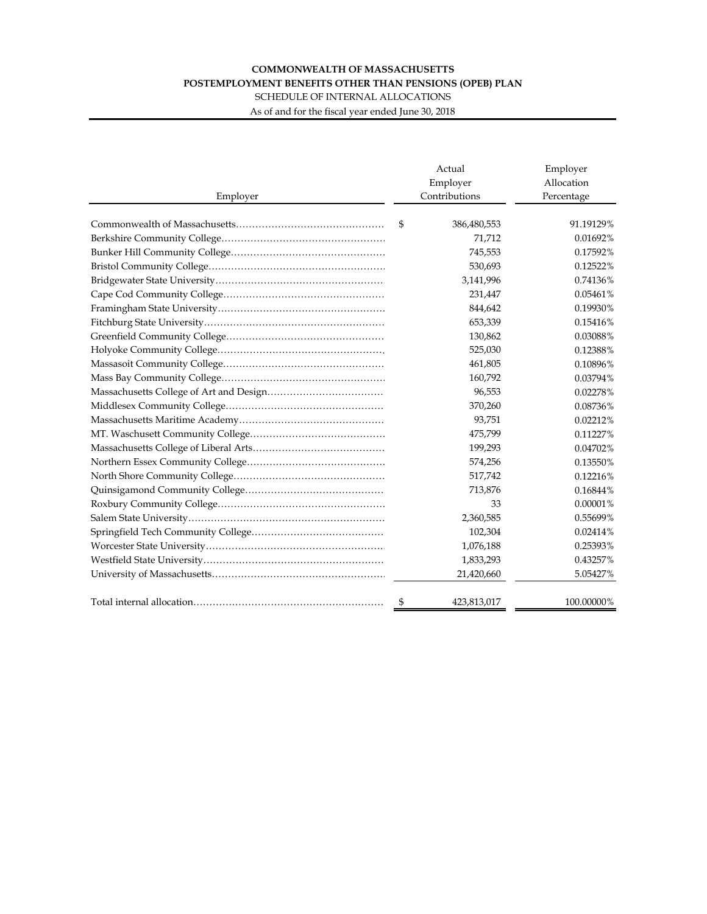**COMMONWEALTH OF MASSACHUSETTS**

**POSTEMPLOYMENT BENEFITS OTHER THAN PENSIONS (OPEB) PLAN**

SCHEDULE OF INTERNAL ALLOCATIONS

As of and for the fiscal year ended June 30, 2018

| Employer | Actual Employer Contributions | Employer Allocation Percentage |
|---|---|---|
| Commonwealth of Massachusetts | $ 386,480,553 | 91.19129% |
| Berkshire Community College | 71,712 | 0.01692% |
| Bunker Hill Community College | 745,553 | 0.17592% |
| Bristol Community College | 530,693 | 0.12522% |
| Bridgewater State University | 3,141,996 | 0.74136% |
| Cape Cod Community College | 231,447 | 0.05461% |
| Framingham State University | 844,642 | 0.19930% |
| Fitchburg State University | 653,339 | 0.15416% |
| Greenfield Community College | 130,862 | 0.03088% |
| Holyoke Community College | 525,030 | 0.12388% |
| Massasoit Community College | 461,805 | 0.10896% |
| Mass Bay Community College | 160,792 | 0.03794% |
| Massachusetts College of Art and Design | 96,553 | 0.02278% |
| Middlesex Community College | 370,260 | 0.08736% |
| Massachusetts Maritime Academy | 93,751 | 0.02212% |
| MT. Waschusett Community College | 475,799 | 0.11227% |
| Massachusetts College of Liberal Arts | 199,293 | 0.04702% |
| Northern Essex Community College | 574,256 | 0.13550% |
| North Shore Community College | 517,742 | 0.12216% |
| Quinsigamond Community College | 713,876 | 0.16844% |
| Roxbury Community College | 33 | 0.00001% |
| Salem State University | 2,360,585 | 0.55699% |
| Springfield Tech Community College | 102,304 | 0.02414% |
| Worcester State University | 1,076,188 | 0.25393% |
| Westfield State University | 1,833,293 | 0.43257% |
| University of Massachusetts | 21,420,660 | 5.05427% |
| Total internal allocation | $ 423,813,017 | 100.00000% |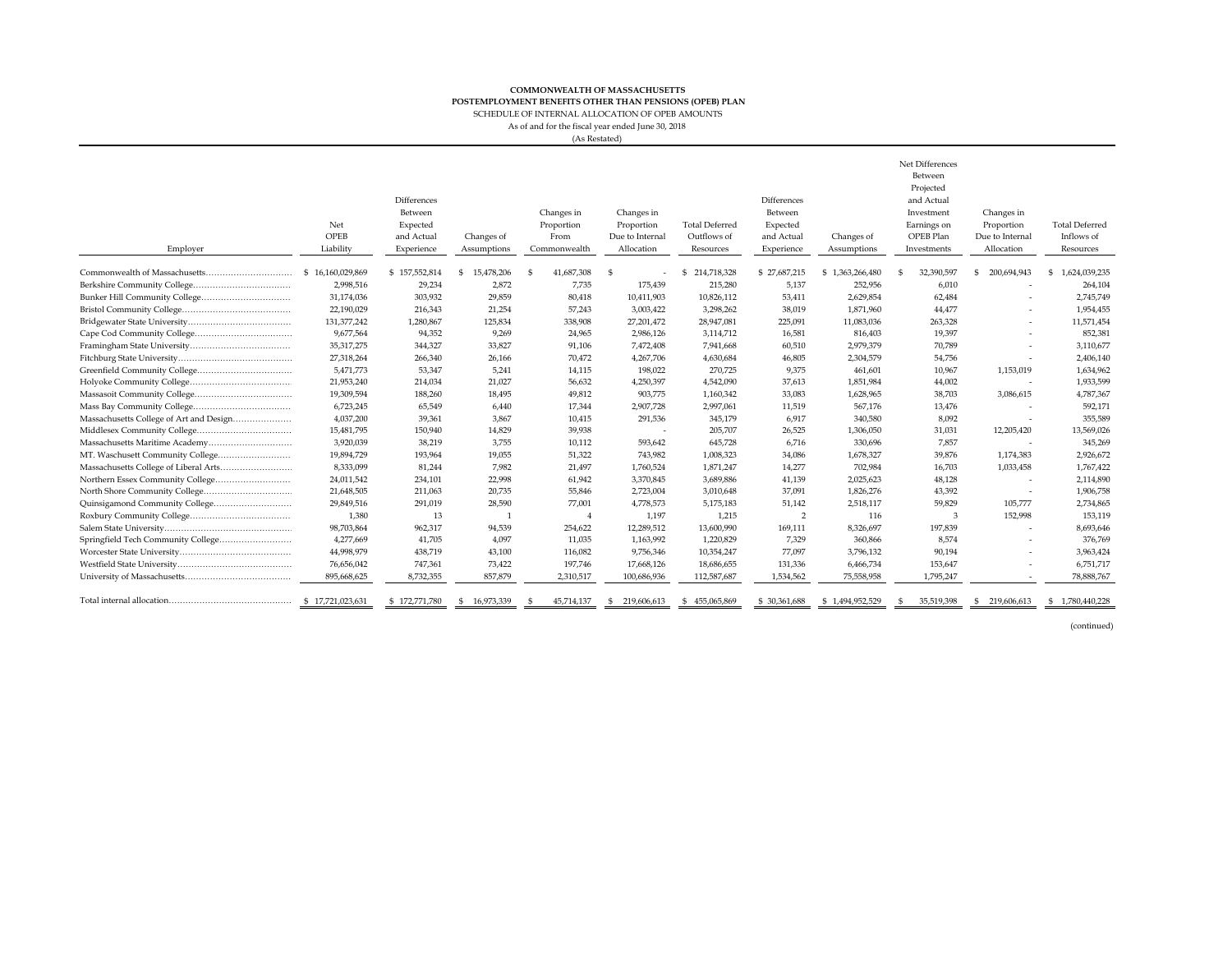**COMMONWEALTH OF MASSACHUSETTS**
**POSTEMPLOYMENT BENEFITS OTHER THAN PENSIONS (OPEB) PLAN**
SCHEDULE OF INTERNAL ALLOCATION OF OPEB AMOUNTS
As of and for the fiscal year ended June 30, 2018
(As Restated)

| Employer | Net OPEB Liability | Differences Between Expected and Actual Experience | Changes of Assumptions | Changes in Proportion From Commonwealth | Changes in Proportion Due to Internal Allocation | Total Deferred Outflows of Resources | Differences Between Expected and Actual Experience | Changes of Assumptions | Net Differences Between Projected and Actual Investment Earnings on OPEB Plan Investments | Changes in Proportion Due to Internal Allocation | Total Deferred Inflows of Resources |
|---|---|---|---|---|---|---|---|---|---|---|---|
| Commonwealth of Massachusetts | $ 16,160,029,869 | $ 157,552,814 | $ 15,478,206 | $ 41,687,308 | $ - | $ 214,718,328 | $ 27,687,215 | $ 1,363,266,480 | $ 32,390,597 | $ 200,694,943 | $ 1,624,039,235 |
| Berkshire Community College | 2,998,516 | 29,234 | 2,872 | 7,735 | 175,439 | 215,280 | 5,137 | 252,956 | 6,010 | - | 264,104 |
| Bunker Hill Community College | 31,174,036 | 303,932 | 29,859 | 80,418 | 10,411,903 | 10,826,112 | 53,411 | 2,629,854 | 62,484 | - | 2,745,749 |
| Bristol Community College | 22,190,029 | 216,343 | 21,254 | 57,243 | 3,003,422 | 3,298,262 | 38,019 | 1,871,960 | 44,477 | - | 1,954,455 |
| Bridgewater State University | 131,377,242 | 1,280,867 | 125,834 | 338,908 | 27,201,472 | 28,947,081 | 225,091 | 11,083,036 | 263,328 | - | 11,571,454 |
| Cape Cod Community College | 9,677,564 | 94,352 | 9,269 | 24,965 | 2,986,126 | 3,114,712 | 16,581 | 816,403 | 19,397 | - | 852,381 |
| Framingham State University | 35,317,275 | 344,327 | 33,827 | 91,106 | 7,472,408 | 7,941,668 | 60,510 | 2,979,379 | 70,789 | - | 3,110,677 |
| Fitchburg State University | 27,318,264 | 266,340 | 26,166 | 70,472 | 4,267,706 | 4,630,684 | 46,805 | 2,304,579 | 54,756 | - | 2,406,140 |
| Greenfield Community College | 5,471,773 | 53,347 | 5,241 | 14,115 | 198,022 | 270,725 | 9,375 | 461,601 | 10,967 | 1,153,019 | 1,634,962 |
| Holyoke Community College | 21,953,240 | 214,034 | 21,027 | 56,632 | 4,250,397 | 4,542,090 | 37,613 | 1,851,984 | 44,002 | - | 1,933,599 |
| Massasoit Community College | 19,309,594 | 188,260 | 18,495 | 49,812 | 903,775 | 1,160,342 | 33,083 | 1,628,965 | 38,703 | 3,086,615 | 4,787,367 |
| Mass Bay Community College | 6,723,245 | 65,549 | 6,440 | 17,344 | 2,907,728 | 2,997,061 | 11,519 | 567,176 | 13,476 | - | 592,171 |
| Massachusetts College of Art and Design | 4,037,200 | 39,361 | 3,867 | 10,415 | 291,536 | 345,179 | 6,917 | 340,580 | 8,092 | - | 355,589 |
| Middlesex Community College | 15,481,795 | 150,940 | 14,829 | 39,938 | - | 205,707 | 26,525 | 1,306,050 | 31,031 | 12,205,420 | 13,569,026 |
| Massachusetts Maritime Academy | 3,920,039 | 38,219 | 3,755 | 10,112 | 593,642 | 645,728 | 6,716 | 330,696 | 7,857 | - | 345,269 |
| MT. Waschusett Community College | 19,894,729 | 193,964 | 19,055 | 51,322 | 743,982 | 1,008,323 | 34,086 | 1,678,327 | 39,876 | 1,174,383 | 2,926,672 |
| Massachusetts College of Liberal Arts | 8,333,099 | 81,244 | 7,982 | 21,497 | 1,760,524 | 1,871,247 | 14,277 | 702,984 | 16,703 | 1,033,458 | 1,767,422 |
| Northern Essex Community College | 24,011,542 | 234,101 | 22,998 | 61,942 | 3,370,845 | 3,689,886 | 41,139 | 2,025,623 | 48,128 | - | 2,114,890 |
| North Shore Community College | 21,648,505 | 211,063 | 20,735 | 55,846 | 2,723,004 | 3,010,648 | 37,091 | 1,826,276 | 43,392 | - | 1,906,758 |
| Quinsigamond Community College | 29,849,516 | 291,019 | 28,590 | 77,001 | 4,778,573 | 5,175,183 | 51,142 | 2,518,117 | 59,829 | 105,777 | 2,734,865 |
| Roxbury Community College | 1,380 | 13 | 1 | 4 | 1,197 | 1,215 | 2 | 116 | 3 | 152,998 | 153,119 |
| Salem State University | 98,703,864 | 962,317 | 94,539 | 254,622 | 12,289,512 | 13,600,990 | 169,111 | 8,326,697 | 197,839 | - | 8,693,646 |
| Springfield Tech Community College | 4,277,669 | 41,705 | 4,097 | 11,035 | 1,163,992 | 1,220,829 | 7,329 | 360,866 | 8,574 | - | 376,769 |
| Worcester State University | 44,998,979 | 438,719 | 43,100 | 116,082 | 9,756,346 | 10,354,247 | 77,097 | 3,796,132 | 90,194 | - | 3,963,424 |
| Westfield State University | 76,656,042 | 747,361 | 73,422 | 197,746 | 17,668,126 | 18,686,655 | 131,336 | 6,466,734 | 153,647 | - | 6,751,717 |
| University of Massachusetts | 895,668,625 | 8,732,355 | 857,879 | 2,310,517 | 100,686,936 | 112,587,687 | 1,534,562 | 75,558,958 | 1,795,247 | - | 78,888,767 |
| Total internal allocation | $ 17,721,023,631 | $ 172,771,780 | $ 16,973,339 | $ 45,714,137 | $ 219,606,613 | $ 455,065,869 | $ 30,361,688 | $ 1,494,952,529 | $ 35,519,398 | $ 219,606,613 | $ 1,780,440,228 |

(continued)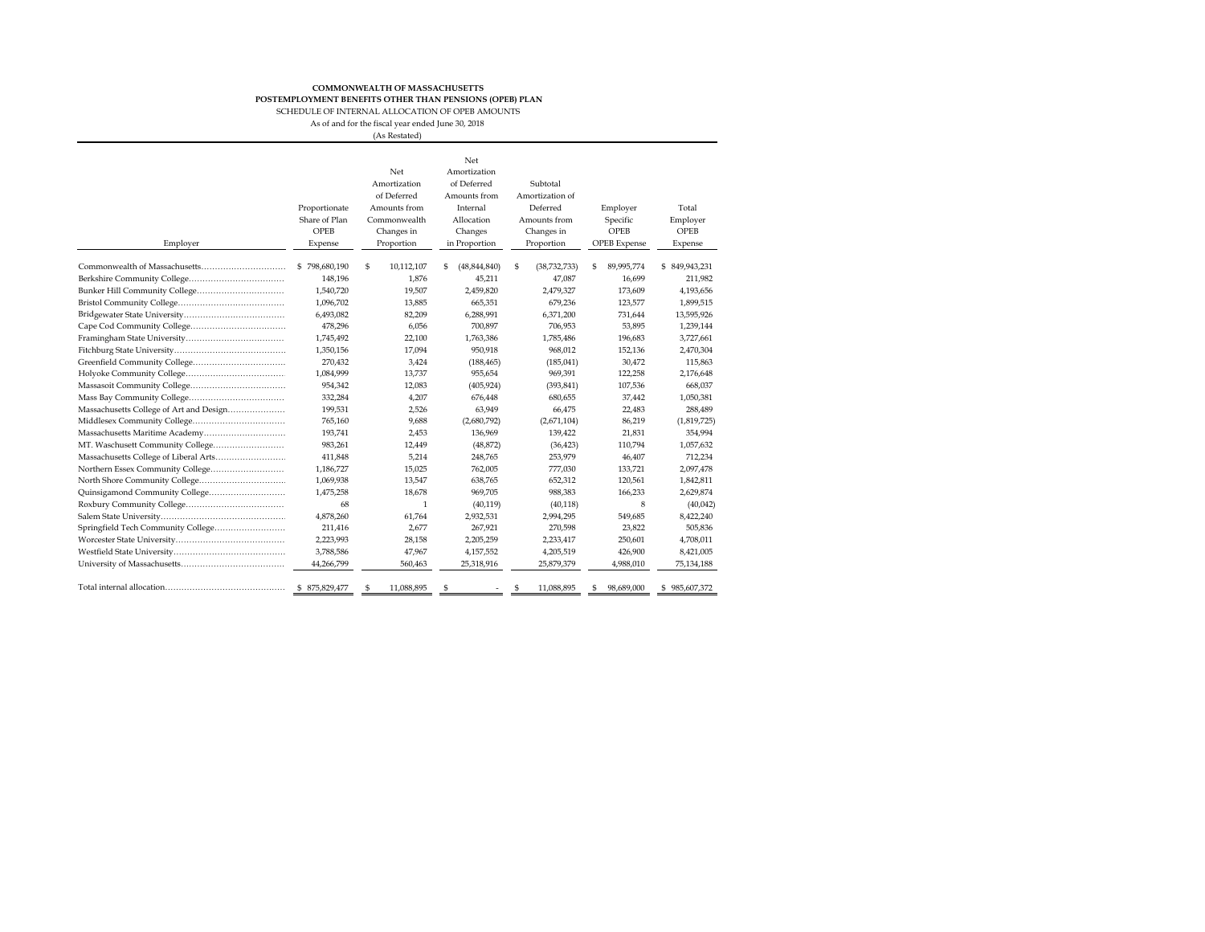**COMMONWEALTH OF MASSACHUSETTS**
**POSTEMPLOYMENT BENEFITS OTHER THAN PENSIONS (OPEB) PLAN**
SCHEDULE OF INTERNAL ALLOCATION OF OPEB AMOUNTS
As of and for the fiscal year ended June 30, 2018
(As Restated)

| Employer | Proportionate Share of Plan OPEB Expense | Net Amortization of Deferred Amounts from Commonwealth Changes in Proportion | Net Amortization of Deferred Amounts from Internal Allocation Changes in Proportion | Subtotal Amortization of Deferred Amounts from Changes in Proportion | Employer Specific OPEB OPEB Expense | Total Employer OPEB Expense |
|---|---|---|---|---|---|---|
| Commonwealth of Massachusetts | $ 798,680,190 | $ 10,112,107 | $ (48,844,840) | $ (38,732,733) | $ 89,995,774 | $ 849,943,231 |
| Berkshire Community College | 148,196 | 1,876 | 45,211 | 47,087 | 16,699 | 211,982 |
| Bunker Hill Community College | 1,540,720 | 19,507 | 2,459,820 | 2,479,327 | 173,609 | 4,193,656 |
| Bristol Community College | 1,096,702 | 13,885 | 665,351 | 679,236 | 123,577 | 1,899,515 |
| Bridgewater State University | 6,493,082 | 82,209 | 6,288,991 | 6,371,200 | 731,644 | 13,595,926 |
| Cape Cod Community College | 478,296 | 6,056 | 700,897 | 706,953 | 53,895 | 1,239,144 |
| Framingham State University | 1,745,492 | 22,100 | 1,763,386 | 1,785,486 | 196,683 | 3,727,661 |
| Fitchburg State University | 1,350,156 | 17,094 | 950,918 | 968,012 | 152,136 | 2,470,304 |
| Greenfield Community College | 270,432 | 3,424 | (188,465) | (185,041) | 30,472 | 115,863 |
| Holyoke Community College | 1,084,999 | 13,737 | 955,654 | 969,391 | 122,258 | 2,176,648 |
| Massasoit Community College | 954,342 | 12,083 | (405,924) | (393,841) | 107,536 | 668,037 |
| Mass Bay Community College | 332,284 | 4,207 | 676,448 | 680,655 | 37,442 | 1,050,381 |
| Massachusetts College of Art and Design | 199,531 | 2,526 | 63,949 | 66,475 | 22,483 | 288,489 |
| Middlesex Community College | 765,160 | 9,688 | (2,680,792) | (2,671,104) | 86,219 | (1,819,725) |
| Massachusetts Maritime Academy | 193,741 | 2,453 | 136,969 | 139,422 | 21,831 | 354,994 |
| MT. Waschusett Community College | 983,261 | 12,449 | (48,872) | (36,423) | 110,794 | 1,057,632 |
| Massachusetts College of Liberal Arts | 411,848 | 5,214 | 248,765 | 253,979 | 46,407 | 712,234 |
| Northern Essex Community College | 1,186,727 | 15,025 | 762,005 | 777,030 | 133,721 | 2,097,478 |
| North Shore Community College | 1,069,938 | 13,547 | 638,765 | 652,312 | 120,561 | 1,842,811 |
| Quinsigamond Community College | 1,475,258 | 18,678 | 969,705 | 988,383 | 166,233 | 2,629,874 |
| Roxbury Community College | 68 | 1 | (40,119) | (40,118) | 8 | (40,042) |
| Salem State University | 4,878,260 | 61,764 | 2,932,531 | 2,994,295 | 549,685 | 8,422,240 |
| Springfield Tech Community College | 211,416 | 2,677 | 267,921 | 270,598 | 23,822 | 505,836 |
| Worcester State University | 2,223,993 | 28,158 | 2,205,259 | 2,233,417 | 250,601 | 4,708,011 |
| Westfield State University | 3,788,586 | 47,967 | 4,157,552 | 4,205,519 | 426,900 | 8,421,005 |
| University of Massachusetts | 44,266,799 | 560,463 | 25,318,916 | 25,879,379 | 4,988,010 | 75,134,188 |
| Total internal allocation | $ 875,829,477 | $ 11,088,895 | $ - | $ 11,088,895 | $ 98,689,000 | $ 985,607,372 |